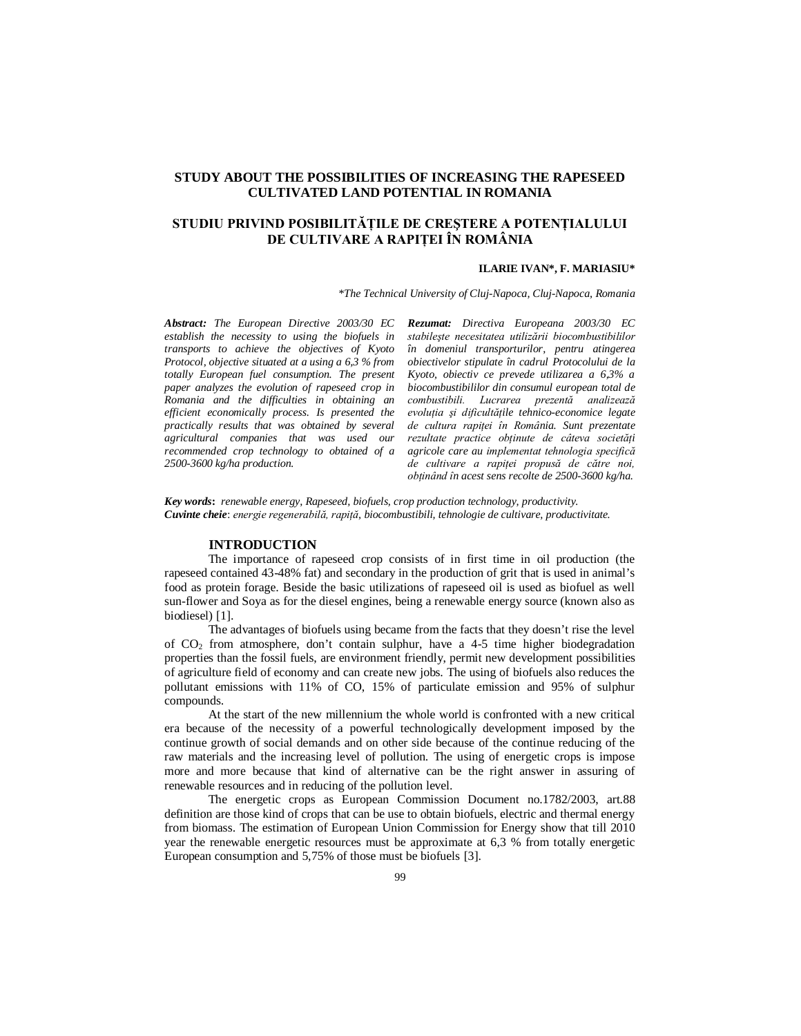# STUDY ABOUT THE POSSIBILITIES OF INCREASING THE RAPESEED CULTIVATED LAND POTENTIAL IN ROMANIA

# STUDIU PRIVIND POSIBILITĂȚILE DE CREŞTERE A POTENȚIALULUI DE CULTIVARE A RAPIȚEI ÎN ROMÂNIA

**ILARIE IVAN\*, F. MARIASIU\***

*\*The Technical University of Cluj-Napoca, Cluj-Napoca, Romania*

***Abstract:*** *The European Directive 2003/30 EC establish the necessity to using the biofuels in transports to achieve the objectives of Kyoto Protocol, objective situated at a using a 6,3 % from totally European fuel consumption. The present paper analyzes the evolution of rapeseed crop in Romania and the difficulties in obtaining an efficient economically process. Is presented the practically results that was obtained by several agricultural companies that was used our recommended crop technology to obtained of a 2500-3600 kg/ha production.*

***Rezumat:*** *Directiva Europeana 2003/30 EC stabileşte necesitatea utilizării biocombustibililor în domeniul transporturilor, pentru atingerea obiectivelor stipulate în cadrul Protocolului de la Kyoto, obiectiv ce prevede utilizarea a 6,3% a biocombustibililor din consumul european total de combustibili. Lucrarea prezentă analizează evoluția şi dificultățile tehnico-economice legate de cultura rapiței în România. Sunt prezentate rezultate practice obținute de câteva societăți agricole care au implementat tehnologia specifică de cultivare a rapiței propusă de către noi, obținând în acest sens recolte de 2500-3600 kg/ha.*

***Key words*****:** *renewable energy, Rapeseed, biofuels, crop production technology, productivity.*
***Cuvinte cheie***: *energie regenerabilă, rapiță, biocombustibili, tehnologie de cultivare, productivitate.*

## INTRODUCTION

The importance of rapeseed crop consists of in first time in oil production (the rapeseed contained 43-48% fat) and secondary in the production of grit that is used in animal's food as protein forage. Beside the basic utilizations of rapeseed oil is used as biofuel as well sun-flower and Soya as for the diesel engines, being a renewable energy source (known also as biodiesel) [1].

The advantages of biofuels using became from the facts that they doesn't rise the level of $CO_2$ from atmosphere, don't contain sulphur, have a 4-5 time higher biodegradation properties than the fossil fuels, are environment friendly, permit new development possibilities of agriculture field of economy and can create new jobs. The using of biofuels also reduces the pollutant emissions with 11% of CO, 15% of particulate emission and 95% of sulphur compounds.

At the start of the new millennium the whole world is confronted with a new critical era because of the necessity of a powerful technologically development imposed by the continue growth of social demands and on other side because of the continue reducing of the raw materials and the increasing level of pollution. The using of energetic crops is impose more and more because that kind of alternative can be the right answer in assuring of renewable resources and in reducing of the pollution level.

The energetic crops as European Commission Document no.1782/2003, art.88 definition are those kind of crops that can be use to obtain biofuels, electric and thermal energy from biomass. The estimation of European Union Commission for Energy show that till 2010 year the renewable energetic resources must be approximate at 6,3 % from totally energetic European consumption and 5,75% of those must be biofuels [3].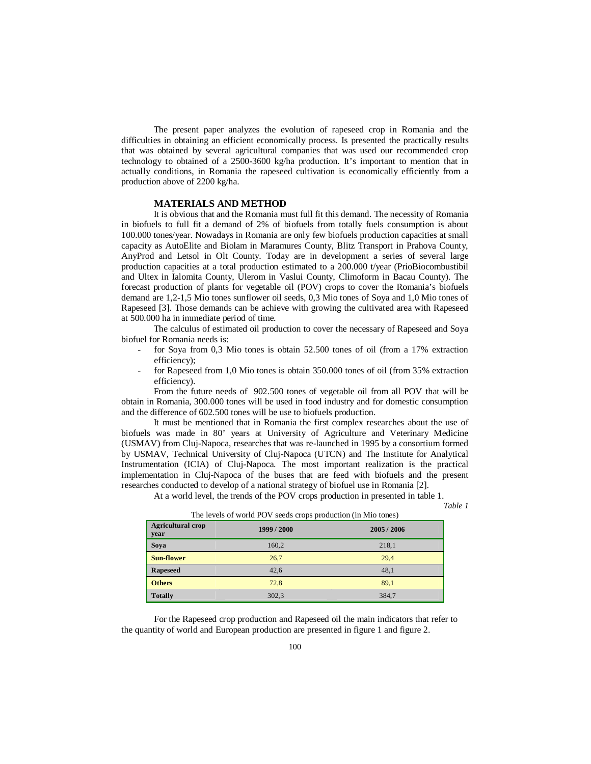The present paper analyzes the evolution of rapeseed crop in Romania and the difficulties in obtaining an efficient economically process. Is presented the practically results that was obtained by several agricultural companies that was used our recommended crop technology to obtained of a 2500-3600 kg/ha production. It's important to mention that in actually conditions, in Romania the rapeseed cultivation is economically efficiently from a production above of 2200 kg/ha.

## MATERIALS AND METHOD

It is obvious that and the Romania must full fit this demand. The necessity of Romania in biofuels to full fit a demand of 2% of biofuels from totally fuels consumption is about 100.000 tones/year. Nowadays in Romania are only few biofuels production capacities at small capacity as AutoElite and Biolam in Maramures County, Blitz Transport in Prahova County, AnyProd and Letsol in Olt County. Today are in development a series of several large production capacities at a total production estimated to a 200.000 t/year (PrioBiocombustibil and Ultex in Ialomita County, Ulerom in Vaslui County, Climoform in Bacau County). The forecast production of plants for vegetable oil (POV) crops to cover the Romania's biofuels demand are 1,2-1,5 Mio tones sunflower oil seeds, 0,3 Mio tones of Soya and 1,0 Mio tones of Rapeseed [3]. Those demands can be achieve with growing the cultivated area with Rapeseed at 500.000 ha in immediate period of time.

The calculus of estimated oil production to cover the necessary of Rapeseed and Soya biofuel for Romania needs is:

- for Soya from 0,3 Mio tones is obtain 52.500 tones of oil (from a 17% extraction efficiency);
- for Rapeseed from 1,0 Mio tones is obtain 350.000 tones of oil (from 35% extraction efficiency).

From the future needs of 902.500 tones of vegetable oil from all POV that will be obtain in Romania, 300.000 tones will be used in food industry and for domestic consumption and the difference of 602.500 tones will be use to biofuels production.

It must be mentioned that in Romania the first complex researches about the use of biofuels was made in 80' years at University of Agriculture and Veterinary Medicine (USMAV) from Cluj-Napoca, researches that was re-launched in 1995 by a consortium formed by USMAV, Technical University of Cluj-Napoca (UTCN) and The Institute for Analytical Instrumentation (ICIA) of Cluj-Napoca. The most important realization is the practical implementation in Cluj-Napoca of the buses that are feed with biofuels and the present researches conducted to develop of a national strategy of biofuel use in Romania [2].

At a world level, the trends of the POV crops production in presented in table 1.

*Table 1*

The levels of world POV seeds crops production (in Mio tones)

| Agricultural crop year | 1999 / 2000 | 2005 / 2006 |
|---|---|---|
| **Soya** | 160,2 | 218,1 |
| **Sun-flower** | 26,7 | 29,4 |
| **Rapeseed** | 42,6 | 48,1 |
| **Others** | 72,8 | 89,1 |
| **Totally** | 302,3 | 384,7 |

For the Rapeseed crop production and Rapeseed oil the main indicators that refer to the quantity of world and European production are presented in figure 1 and figure 2.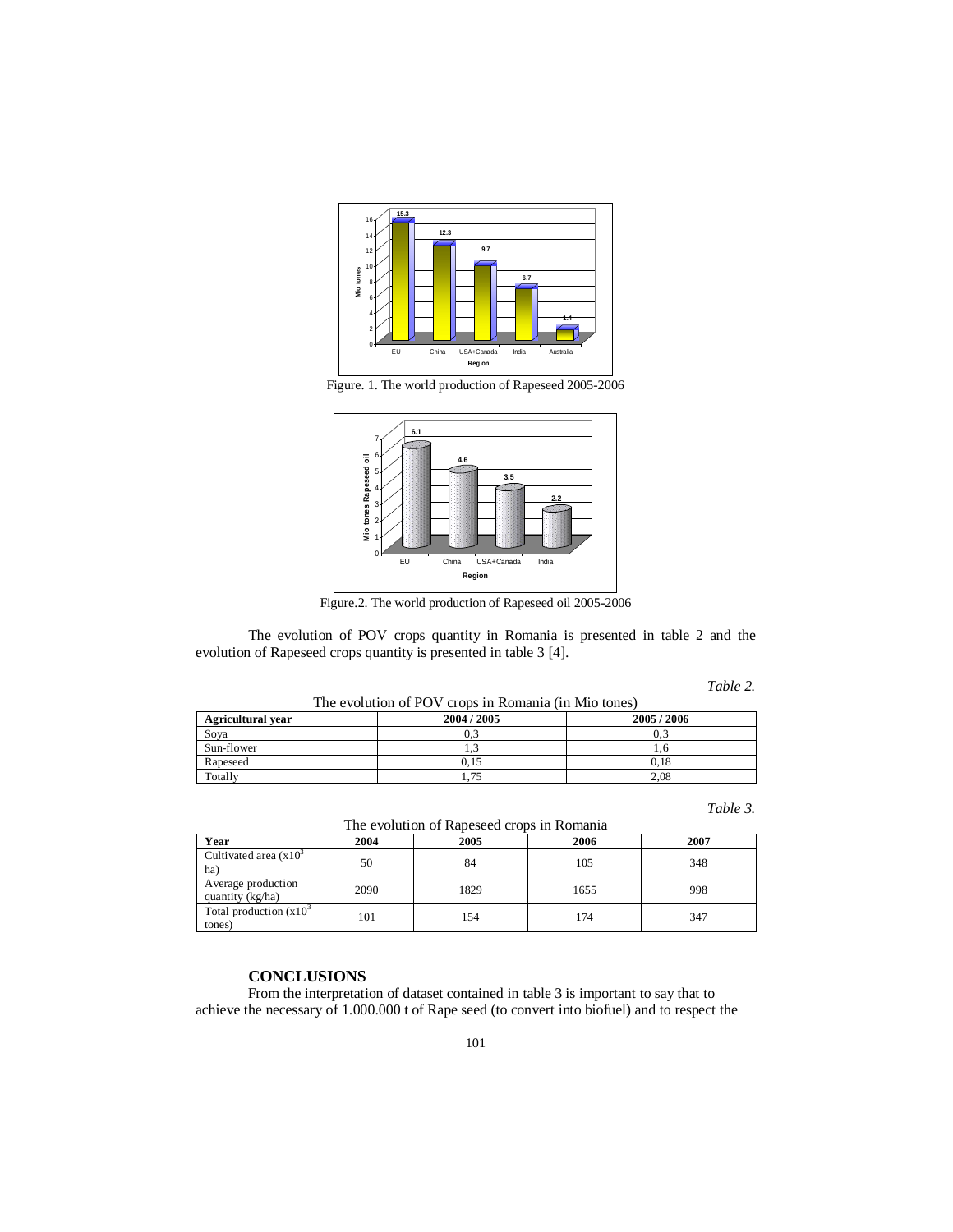Figure. 1. The world production of Rapeseed 2005-2006

Figure.2. The world production of Rapeseed oil 2005-2006

The evolution of POV crops quantity in Romania is presented in table 2 and the evolution of Rapeseed crops quantity is presented in table 3 [4].

*Table 2.*

The evolution of POV crops in Romania (in Mio tones)

| Agricultural year | 2004 / 2005 | 2005 / 2006 |
|---|---|---|
| Soya | 0,3 | 0,3 |
| Sun-flower | 1,3 | 1,6 |
| Rapeseed | 0,15 | 0,18 |
| Totally | 1,75 | 2,08 |

*Table 3.*

The evolution of Rapeseed crops in Romania

| Year | 2004 | 2005 | 2006 | 2007 |
|---|---|---|---|---|
| Cultivated area ($x10^3$ ha) | 50 | 84 | 105 | 348 |
| Average production quantity (kg/ha) | 2090 | 1829 | 1655 | 998 |
| Total production ($x10^3$ tones) | 101 | 154 | 174 | 347 |

## CONCLUSIONS

From the interpretation of dataset contained in table 3 is important to say that to achieve the necessary of 1.000.000 t of Rape seed (to convert into biofuel) and to respect the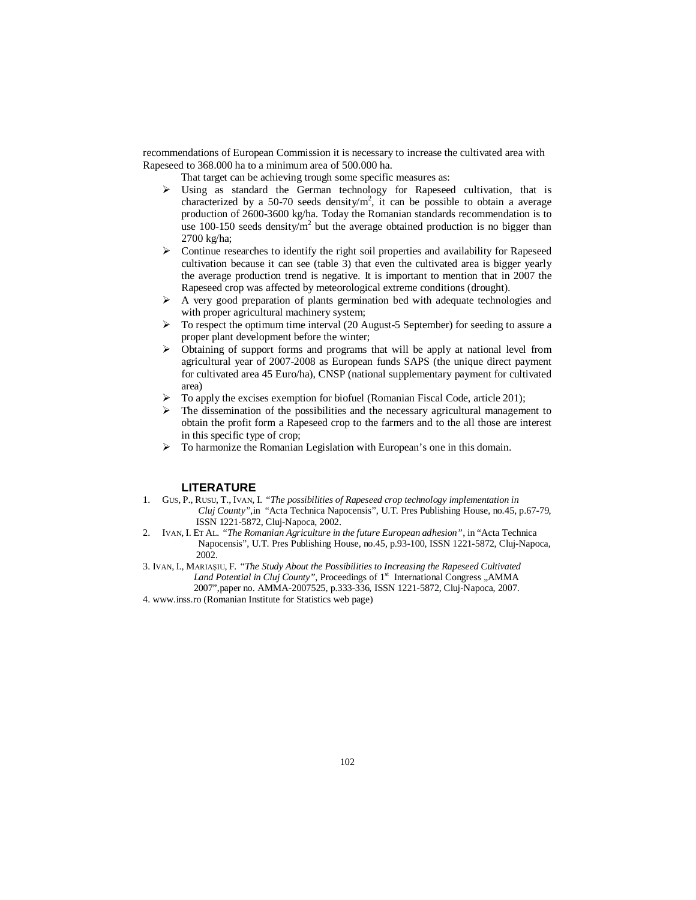recommendations of European Commission it is necessary to increase the cultivated area with Rapeseed to 368.000 ha to a minimum area of 500.000 ha.

That target can be achieving trough some specific measures as:

- Using as standard the German technology for Rapeseed cultivation, that is characterized by a 50-70 seeds density/$m^2$, it can be possible to obtain a average production of 2600-3600 kg/ha. Today the Romanian standards recommendation is to use 100-150 seeds density/$m^2$ but the average obtained production is no bigger than 2700 kg/ha;
- Continue researches to identify the right soil properties and availability for Rapeseed cultivation because it can see (table 3) that even the cultivated area is bigger yearly the average production trend is negative. It is important to mention that in 2007 the Rapeseed crop was affected by meteorological extreme conditions (drought).
- A very good preparation of plants germination bed with adequate technologies and with proper agricultural machinery system;
- To respect the optimum time interval (20 August-5 September) for seeding to assure a proper plant development before the winter;
- Obtaining of support forms and programs that will be apply at national level from agricultural year of 2007-2008 as European funds SAPS (the unique direct payment for cultivated area 45 Euro/ha), CNSP (national supplementary payment for cultivated area)
- To apply the excises exemption for biofuel (Romanian Fiscal Code, article 201);
- The dissemination of the possibilities and the necessary agricultural management to obtain the profit form a Rapeseed crop to the farmers and to the all those are interest in this specific type of crop;
- To harmonize the Romanian Legislation with European's one in this domain.

## LITERATURE

1. GUS, P., RUSU, T., IVAN, I. *"The possibilities of Rapeseed crop technology implementation in Cluj County"*,in "Acta Technica Napocensis", U.T. Pres Publishing House, no.45, p.67-79, ISSN 1221-5872, Cluj-Napoca, 2002.
2. IVAN, I. ET AL. *"The Romanian Agriculture in the future European adhesion"*, in "Acta Technica Napocensis", U.T. Pres Publishing House, no.45, p.93-100, ISSN 1221-5872, Cluj-Napoca, 2002.
3. IVAN, I., MARIAȘIU, F. *"The Study About the Possibilities to Increasing the Rapeseed Cultivated Land Potential in Cluj County"*, Proceedings of 1st International Congress „AMMA 2007",paper no. AMMA-2007525, p.333-336, ISSN 1221-5872, Cluj-Napoca, 2007.
4. www.inss.ro (Romanian Institute for Statistics web page)